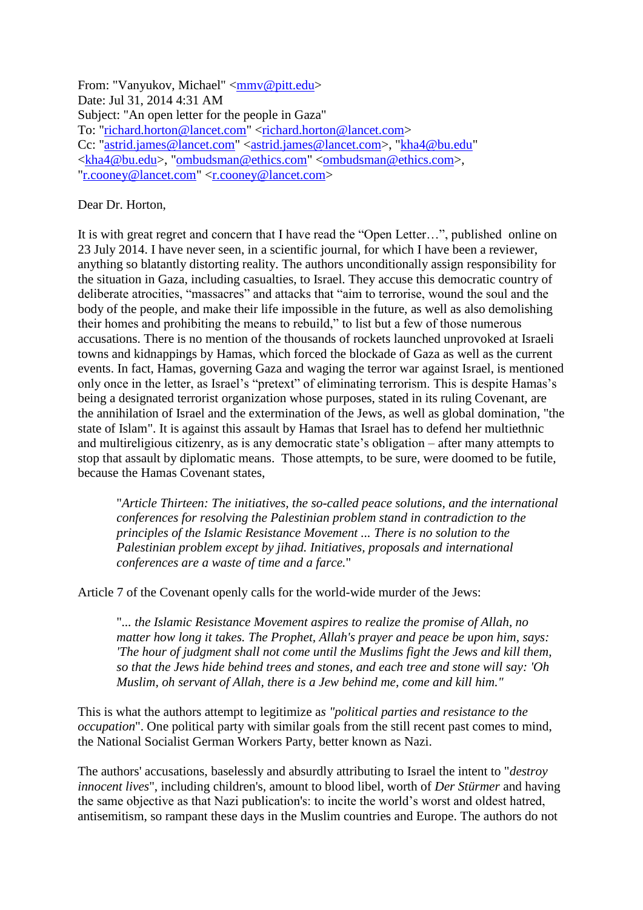From: "Vanyukov, Michael" <mmv@pitt.edu>
Date: Jul 31, 2014 4:31 AM
Subject: "An open letter for the people in Gaza"
To: "richard.horton@lancet.com" <richard.horton@lancet.com>
Cc: "astrid.james@lancet.com" <astrid.james@lancet.com>, "kha4@bu.edu" <kha4@bu.edu>, "ombudsman@ethics.com" <ombudsman@ethics.com>, "r.cooney@lancet.com" <r.cooney@lancet.com>

Dear Dr. Horton,

It is with great regret and concern that I have read the “Open Letter…”, published online on 23 July 2014. I have never seen, in a scientific journal, for which I have been a reviewer, anything so blatantly distorting reality. The authors unconditionally assign responsibility for the situation in Gaza, including casualties, to Israel. They accuse this democratic country of deliberate atrocities, “massacres” and attacks that “aim to terrorise, wound the soul and the body of the people, and make their life impossible in the future, as well as also demolishing their homes and prohibiting the means to rebuild,” to list but a few of those numerous accusations. There is no mention of the thousands of rockets launched unprovoked at Israeli towns and kidnappings by Hamas, which forced the blockade of Gaza as well as the current events. In fact, Hamas, governing Gaza and waging the terror war against Israel, is mentioned only once in the letter, as Israel’s “pretext” of eliminating terrorism. This is despite Hamas’s being a designated terrorist organization whose purposes, stated in its ruling Covenant, are the annihilation of Israel and the extermination of the Jews, as well as global domination, "the state of Islam". It is against this assault by Hamas that Israel has to defend her multiethnic and multireligious citizenry, as is any democratic state’s obligation – after many attempts to stop that assault by diplomatic means. Those attempts, to be sure, were doomed to be futile, because the Hamas Covenant states,

> "*Article Thirteen: The initiatives, the so-called peace solutions, and the international conferences for resolving the Palestinian problem stand in contradiction to the principles of the Islamic Resistance Movement ... There is no solution to the Palestinian problem except by jihad. Initiatives, proposals and international conferences are a waste of time and a farce.*"

Article 7 of the Covenant openly calls for the world-wide murder of the Jews:

> "*... the Islamic Resistance Movement aspires to realize the promise of Allah, no matter how long it takes. The Prophet, Allah's prayer and peace be upon him, says: 'The hour of judgment shall not come until the Muslims fight the Jews and kill them, so that the Jews hide behind trees and stones, and each tree and stone will say: 'Oh Muslim, oh servant of Allah, there is a Jew behind me, come and kill him."*

This is what the authors attempt to legitimize as *"political parties and resistance to the occupation*". One political party with similar goals from the still recent past comes to mind, the National Socialist German Workers Party, better known as Nazi.

The authors' accusations, baselessly and absurdly attributing to Israel the intent to "*destroy innocent lives*", including children's, amount to blood libel, worth of *Der Stürmer* and having the same objective as that Nazi publication's: to incite the world’s worst and oldest hatred, antisemitism, so rampant these days in the Muslim countries and Europe. The authors do not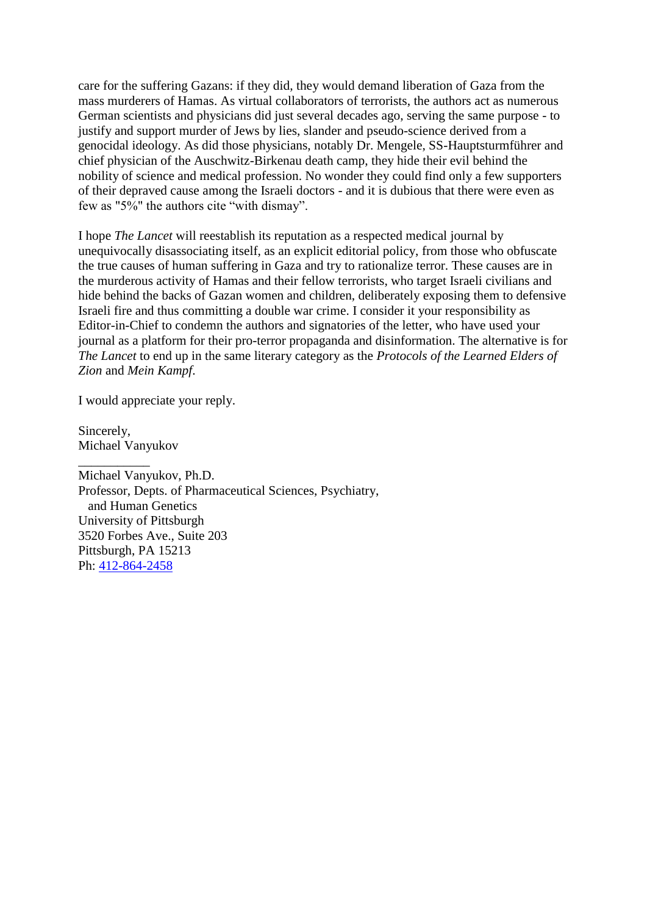care for the suffering Gazans: if they did, they would demand liberation of Gaza from the mass murderers of Hamas. As virtual collaborators of terrorists, the authors act as numerous German scientists and physicians did just several decades ago, serving the same purpose - to justify and support murder of Jews by lies, slander and pseudo-science derived from a genocidal ideology. As did those physicians, notably Dr. Mengele, SS-Hauptsturmführer and chief physician of the Auschwitz-Birkenau death camp, they hide their evil behind the nobility of science and medical profession. No wonder they could find only a few supporters of their depraved cause among the Israeli doctors - and it is dubious that there were even as few as "5%" the authors cite "with dismay".

I hope *The Lancet* will reestablish its reputation as a respected medical journal by unequivocally disassociating itself, as an explicit editorial policy, from those who obfuscate the true causes of human suffering in Gaza and try to rationalize terror. These causes are in the murderous activity of Hamas and their fellow terrorists, who target Israeli civilians and hide behind the backs of Gazan women and children, deliberately exposing them to defensive Israeli fire and thus committing a double war crime. I consider it your responsibility as Editor-in-Chief to condemn the authors and signatories of the letter, who have used your journal as a platform for their pro-terror propaganda and disinformation. The alternative is for *The Lancet* to end up in the same literary category as the *Protocols of the Learned Elders of Zion* and *Mein Kampf*.

I would appreciate your reply.

Sincerely,
Michael Vanyukov

___________
Michael Vanyukov, Ph.D.
Professor, Depts. of Pharmaceutical Sciences, Psychiatry,
and Human Genetics
University of Pittsburgh
3520 Forbes Ave., Suite 203
Pittsburgh, PA 15213
Ph: 412-864-2458